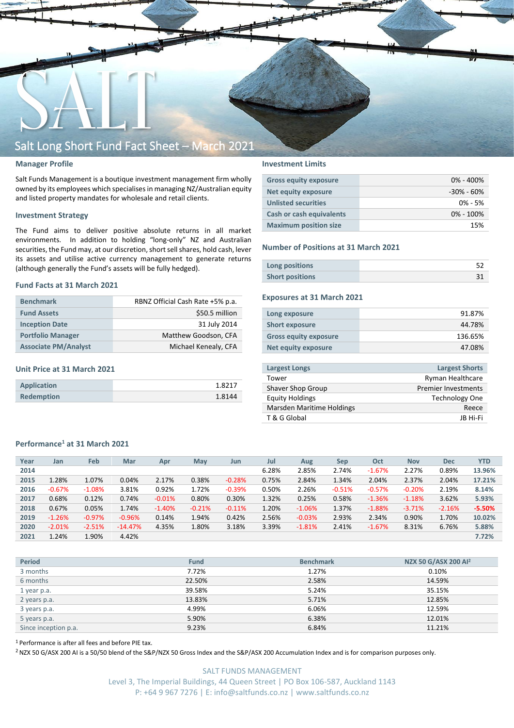# Salt Long Short Fund Fact Sheet – March 2021

## Manager Profile

Salt Funds Management is a boutique investment management firm wholly owned by its employees which specialises in managing NZ/Australian equity and listed property mandates for wholesale and retail clients.

## Investment Strategy

The Fund aims to deliver positive absolute returns in all market environments. In addition to holding "long-only" NZ and Australian securities, the Fund may, at our discretion, short sell shares, hold cash, lever its assets and utilise active currency management to generate returns (although generally the Fund's assets will be fully hedged).

## Fund Facts at 31 March 2021

| | |
|---|---|
| Benchmark | RBNZ Official Cash Rate +5% p.a. |
| Fund Assets | $50.5 million |
| Inception Date | 31 July 2014 |
| Portfolio Manager | Matthew Goodson, CFA |
| Associate PM/Analyst | Michael Kenealy, CFA |

## Unit Price at 31 March 2021

| | |
|---|---|
| Application | 1.8217 |
| Redemption | 1.8144 |

## Investment Limits

| | |
|---|---|
| Gross equity exposure | 0% - 400% |
| Net equity exposure | -30% - 60% |
| Unlisted securities | 0% - 5% |
| Cash or cash equivalents | 0% - 100% |
| Maximum position size | 15% |

## Number of Positions at 31 March 2021

| | |
|---|---|
| Long positions | 52 |
| Short positions | 31 |

## Exposures at 31 March 2021

| | |
|---|---|
| Long exposure | 91.87% |
| Short exposure | 44.78% |
| Gross equity exposure | 136.65% |
| Net equity exposure | 47.08% |

| Largest Longs | Largest Shorts |
|---|---|
| Tower | Ryman Healthcare |
| Shaver Shop Group | Premier Investments |
| Equity Holdings | Technology One |
| Marsden Maritime Holdings | Reece |
| T & G Global | JB Hi-Fi |

## Performance[1] at 31 March 2021

| Year | Jan | Feb | Mar | Apr | May | Jun | Jul | Aug | Sep | Oct | Nov | Dec | YTD |
|---|---|---|---|---|---|---|---|---|---|---|---|---|---|
| 2014 | | | | | | | 6.28% | 2.85% | 2.74% | -1.67% | 2.27% | 0.89% | 13.96% |
| 2015 | 1.28% | 1.07% | 0.04% | 2.17% | 0.38% | -0.28% | 0.75% | 2.84% | 1.34% | 2.04% | 2.37% | 2.04% | 17.21% |
| 2016 | -0.67% | -1.08% | 3.81% | 0.92% | 1.72% | -0.39% | 0.50% | 2.26% | -0.51% | -0.57% | -0.20% | 2.19% | 8.14% |
| 2017 | 0.68% | 0.12% | 0.74% | -0.01% | 0.80% | 0.30% | 1.32% | 0.25% | 0.58% | -1.36% | -1.18% | 3.62% | 5.93% |
| 2018 | 0.67% | 0.05% | 1.74% | -1.40% | -0.21% | -0.11% | 1.20% | -1.06% | 1.37% | -1.88% | -3.71% | -2.16% | -5.50% |
| 2019 | -1.26% | -0.97% | -0.96% | 0.14% | 1.94% | 0.42% | 2.56% | -0.03% | 2.93% | 2.34% | 0.90% | 1.70% | 10.02% |
| 2020 | -2.01% | -2.51% | -14.47% | 4.35% | 1.80% | 3.18% | 3.39% | -1.81% | 2.41% | -1.67% | 8.31% | 6.76% | 5.88% |
| 2021 | 1.24% | 1.90% | 4.42% | | | | | | | | | | 7.72% |

| Period | Fund | Benchmark | NZX 50 G/ASX 200 AI[2] |
|---|---|---|---|
| 3 months | 7.72% | 1.27% | 0.10% |
| 6 months | 22.50% | 2.58% | 14.59% |
| 1 year p.a. | 39.58% | 5.24% | 35.15% |
| 2 years p.a. | 13.83% | 5.71% | 12.85% |
| 3 years p.a. | 4.99% | 6.06% | 12.59% |
| 5 years p.a. | 5.90% | 6.38% | 12.01% |
| Since inception p.a. | 9.23% | 6.84% | 11.21% |

[1] Performance is after all fees and before PIE tax.

[2] NZX 50 G/ASX 200 AI is a 50/50 blend of the S&P/NZX 50 Gross Index and the S&P/ASX 200 Accumulation Index and is for comparison purposes only.

SALT FUNDS MANAGEMENT
Level 3, The Imperial Buildings, 44 Queen Street | PO Box 106-587, Auckland 1143
P: +64 9 967 7276 | E: info@saltfunds.co.nz | www.saltfunds.co.nz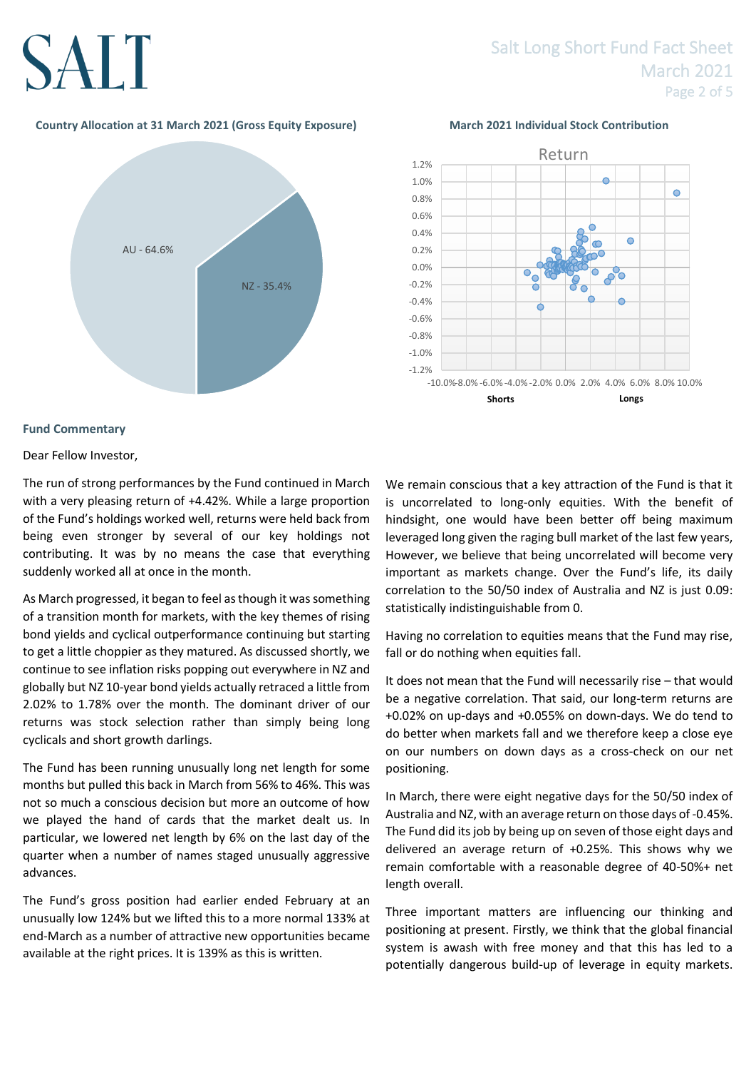**Country Allocation at 31 March 2021 (Gross Equity Exposure)**

AU - 64.6%

NZ - 35.4%

**March 2021 Individual Stock Contribution**

Return

Shorts Longs

## Fund Commentary

Dear Fellow Investor,

The run of strong performances by the Fund continued in March with a very pleasing return of +4.42%. While a large proportion of the Fund's holdings worked well, returns were held back from being even stronger by several of our key holdings not contributing. It was by no means the case that everything suddenly worked all at once in the month.

As March progressed, it began to feel as though it was something of a transition month for markets, with the key themes of rising bond yields and cyclical outperformance continuing but starting to get a little choppier as they matured. As discussed shortly, we continue to see inflation risks popping out everywhere in NZ and globally but NZ 10-year bond yields actually retraced a little from 2.02% to 1.78% over the month. The dominant driver of our returns was stock selection rather than simply being long cyclicals and short growth darlings.

The Fund has been running unusually long net length for some months but pulled this back in March from 56% to 46%. This was not so much a conscious decision but more an outcome of how we played the hand of cards that the market dealt us. In particular, we lowered net length by 6% on the last day of the quarter when a number of names staged unusually aggressive advances.

The Fund's gross position had earlier ended February at an unusually low 124% but we lifted this to a more normal 133% at end-March as a number of attractive new opportunities became available at the right prices. It is 139% as this is written.

We remain conscious that a key attraction of the Fund is that it is uncorrelated to long-only equities. With the benefit of hindsight, one would have been better off being maximum leveraged long given the raging bull market of the last few years, However, we believe that being uncorrelated will become very important as markets change. Over the Fund's life, its daily correlation to the 50/50 index of Australia and NZ is just 0.09: statistically indistinguishable from 0.

Having no correlation to equities means that the Fund may rise, fall or do nothing when equities fall.

It does not mean that the Fund will necessarily rise – that would be a negative correlation. That said, our long-term returns are +0.02% on up-days and +0.055% on down-days. We do tend to do better when markets fall and we therefore keep a close eye on our numbers on down days as a cross-check on our net positioning.

In March, there were eight negative days for the 50/50 index of Australia and NZ, with an average return on those days of -0.45%. The Fund did its job by being up on seven of those eight days and delivered an average return of +0.25%. This shows why we remain comfortable with a reasonable degree of 40-50%+ net length overall.

Three important matters are influencing our thinking and positioning at present. Firstly, we think that the global financial system is awash with free money and that this has led to a potentially dangerous build-up of leverage in equity markets.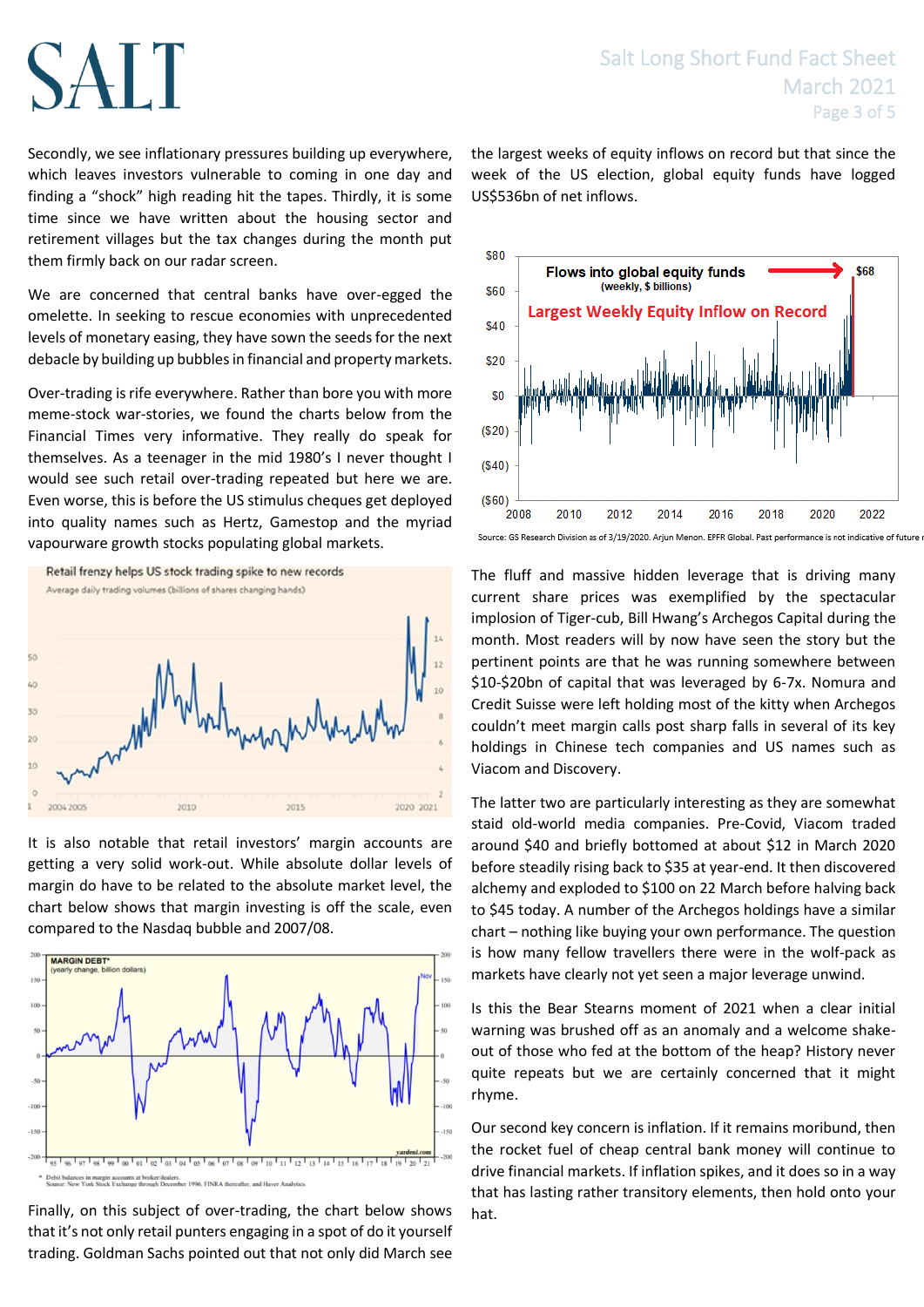Secondly, we see inflationary pressures building up everywhere, which leaves investors vulnerable to coming in one day and finding a "shock" high reading hit the tapes. Thirdly, it is some time since we have written about the housing sector and retirement villages but the tax changes during the month put them firmly back on our radar screen.

We are concerned that central banks have over-egged the omelette. In seeking to rescue economies with unprecedented levels of monetary easing, they have sown the seeds for the next debacle by building up bubbles in financial and property markets.

Over-trading is rife everywhere. Rather than bore you with more meme-stock war-stories, we found the charts below from the Financial Times very informative. They really do speak for themselves. As a teenager in the mid 1980's I never thought I would see such retail over-trading repeated but here we are. Even worse, this is before the US stimulus cheques get deployed into quality names such as Hertz, Gamestop and the myriad vapourware growth stocks populating global markets.

It is also notable that retail investors' margin accounts are getting a very solid work-out. While absolute dollar levels of margin do have to be related to the absolute market level, the chart below shows that margin investing is off the scale, even compared to the Nasdaq bubble and 2007/08.

Finally, on this subject of over-trading, the chart below shows that it's not only retail punters engaging in a spot of do it yourself trading. Goldman Sachs pointed out that not only did March see the largest weeks of equity inflows on record but that since the week of the US election, global equity funds have logged US$536bn of net inflows.

The fluff and massive hidden leverage that is driving many current share prices was exemplified by the spectacular implosion of Tiger-cub, Bill Hwang's Archegos Capital during the month. Most readers will by now have seen the story but the pertinent points are that he was running somewhere between $10-$20bn of capital that was leveraged by 6-7x. Nomura and Credit Suisse were left holding most of the kitty when Archegos couldn't meet margin calls post sharp falls in several of its key holdings in Chinese tech companies and US names such as Viacom and Discovery.

The latter two are particularly interesting as they are somewhat staid old-world media companies. Pre-Covid, Viacom traded around $40 and briefly bottomed at about $12 in March 2020 before steadily rising back to $35 at year-end. It then discovered alchemy and exploded to $100 on 22 March before halving back to $45 today. A number of the Archegos holdings have a similar chart – nothing like buying your own performance. The question is how many fellow travellers there were in the wolf-pack as markets have clearly not yet seen a major leverage unwind.

Is this the Bear Stearns moment of 2021 when a clear initial warning was brushed off as an anomaly and a welcome shake-out of those who fed at the bottom of the heap? History never quite repeats but we are certainly concerned that it might rhyme.

Our second key concern is inflation. If it remains moribund, then the rocket fuel of cheap central bank money will continue to drive financial markets. If inflation spikes, and it does so in a way that has lasting rather transitory elements, then hold onto your hat.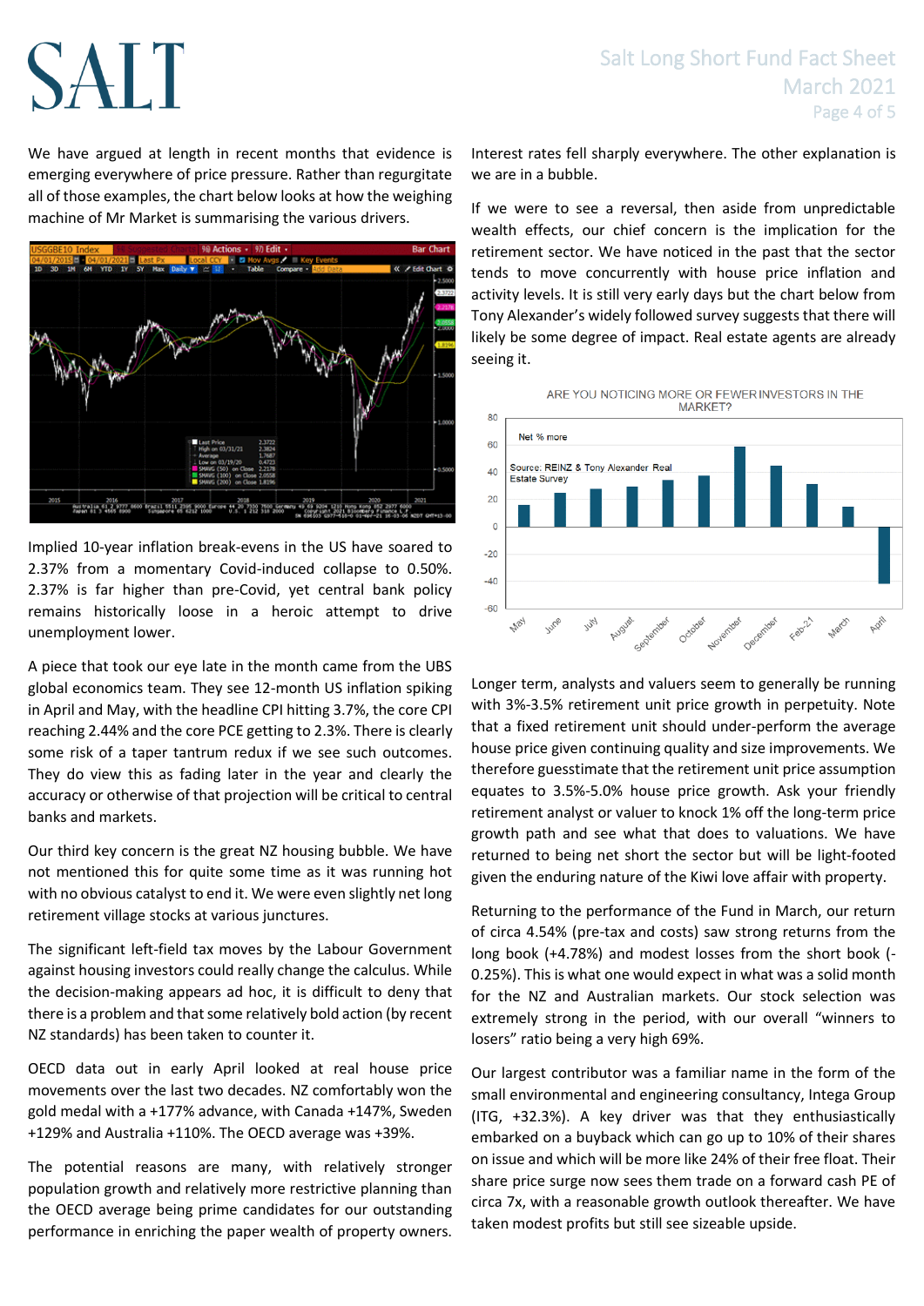We have argued at length in recent months that evidence is emerging everywhere of price pressure. Rather than regurgitate all of those examples, the chart below looks at how the weighing machine of Mr Market is summarising the various drivers.

Implied 10-year inflation break-evens in the US have soared to 2.37% from a momentary Covid-induced collapse to 0.50%. 2.37% is far higher than pre-Covid, yet central bank policy remains historically loose in a heroic attempt to drive unemployment lower.

A piece that took our eye late in the month came from the UBS global economics team. They see 12-month US inflation spiking in April and May, with the headline CPI hitting 3.7%, the core CPI reaching 2.44% and the core PCE getting to 2.3%. There is clearly some risk of a taper tantrum redux if we see such outcomes. They do view this as fading later in the year and clearly the accuracy or otherwise of that projection will be critical to central banks and markets.

Our third key concern is the great NZ housing bubble. We have not mentioned this for quite some time as it was running hot with no obvious catalyst to end it. We were even slightly net long retirement village stocks at various junctures.

The significant left-field tax moves by the Labour Government against housing investors could really change the calculus. While the decision-making appears ad hoc, it is difficult to deny that there is a problem and that some relatively bold action (by recent NZ standards) has been taken to counter it.

OECD data out in early April looked at real house price movements over the last two decades. NZ comfortably won the gold medal with a +177% advance, with Canada +147%, Sweden +129% and Australia +110%. The OECD average was +39%.

The potential reasons are many, with relatively stronger population growth and relatively more restrictive planning than the OECD average being prime candidates for our outstanding performance in enriching the paper wealth of property owners. Interest rates fell sharply everywhere. The other explanation is we are in a bubble.

If we were to see a reversal, then aside from unpredictable wealth effects, our chief concern is the implication for the retirement sector. We have noticed in the past that the sector tends to move concurrently with house price inflation and activity levels. It is still very early days but the chart below from Tony Alexander's widely followed survey suggests that there will likely be some degree of impact. Real estate agents are already seeing it.

ARE YOU NOTICING MORE OR FEWER INVESTORS IN THE MARKET?

Net % more

Source: REINZ & Tony Alexander Real Estate Survey

Longer term, analysts and valuers seem to generally be running with 3%-3.5% retirement unit price growth in perpetuity. Note that a fixed retirement unit should under-perform the average house price given continuing quality and size improvements. We therefore guesstimate that the retirement unit price assumption equates to 3.5%-5.0% house price growth. Ask your friendly retirement analyst or valuer to knock 1% off the long-term price growth path and see what that does to valuations. We have returned to being net short the sector but will be light-footed given the enduring nature of the Kiwi love affair with property.

Returning to the performance of the Fund in March, our return of circa 4.54% (pre-tax and costs) saw strong returns from the long book (+4.78%) and modest losses from the short book (-0.25%). This is what one would expect in what was a solid month for the NZ and Australian markets. Our stock selection was extremely strong in the period, with our overall "winners to losers" ratio being a very high 69%.

Our largest contributor was a familiar name in the form of the small environmental and engineering consultancy, Intega Group (ITG, +32.3%). A key driver was that they enthusiastically embarked on a buyback which can go up to 10% of their shares on issue and which will be more like 24% of their free float. Their share price surge now sees them trade on a forward cash PE of circa 7x, with a reasonable growth outlook thereafter. We have taken modest profits but still see sizeable upside.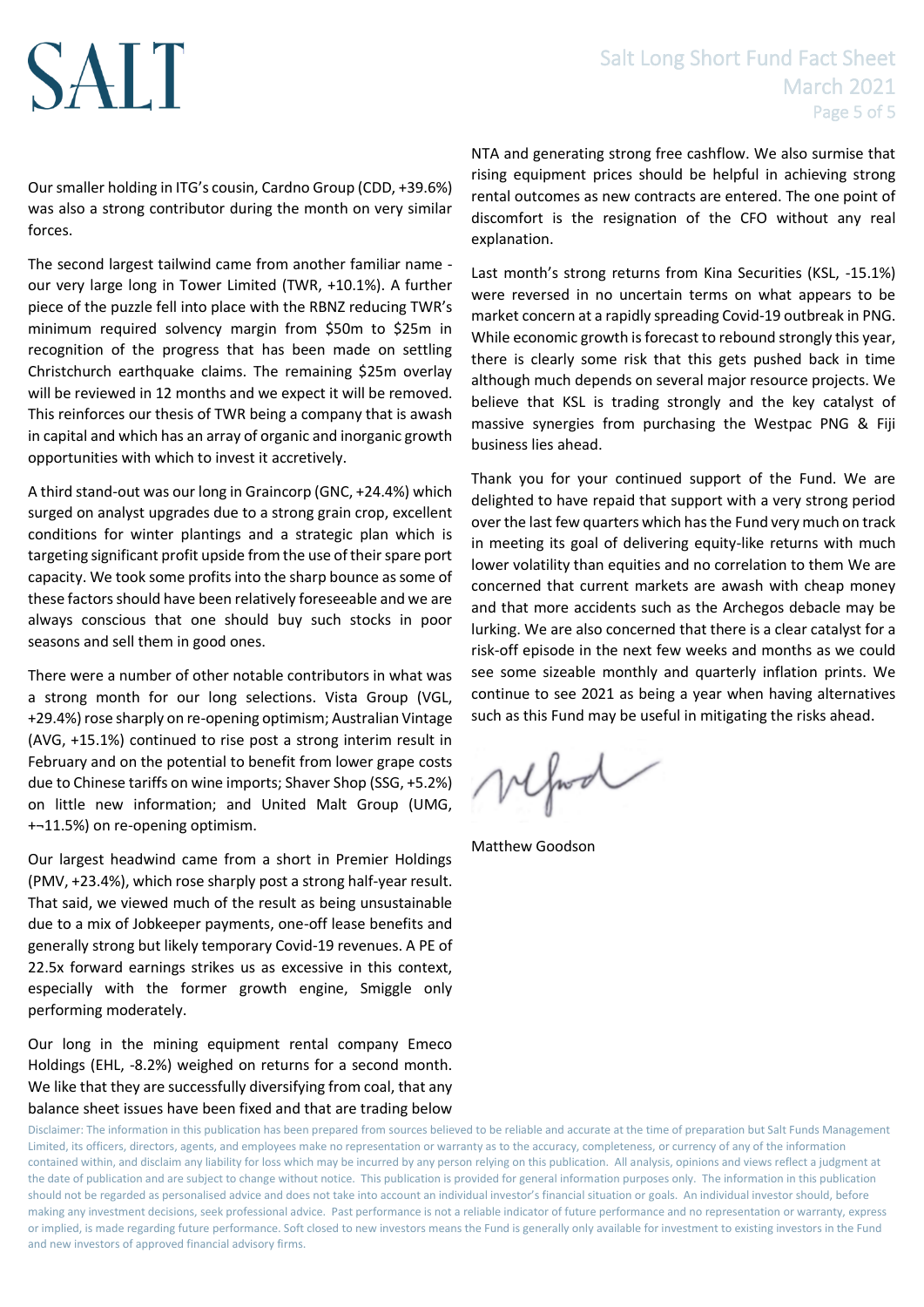Our smaller holding in ITG's cousin, Cardno Group (CDD, +39.6%) was also a strong contributor during the month on very similar forces.

The second largest tailwind came from another familiar name - our very large long in Tower Limited (TWR, +10.1%). A further piece of the puzzle fell into place with the RBNZ reducing TWR's minimum required solvency margin from \$50m to \$25m in recognition of the progress that has been made on settling Christchurch earthquake claims. The remaining \$25m overlay will be reviewed in 12 months and we expect it will be removed. This reinforces our thesis of TWR being a company that is awash in capital and which has an array of organic and inorganic growth opportunities with which to invest it accretively.

A third stand-out was our long in Graincorp (GNC, +24.4%) which surged on analyst upgrades due to a strong grain crop, excellent conditions for winter plantings and a strategic plan which is targeting significant profit upside from the use of their spare port capacity. We took some profits into the sharp bounce as some of these factors should have been relatively foreseeable and we are always conscious that one should buy such stocks in poor seasons and sell them in good ones.

There were a number of other notable contributors in what was a strong month for our long selections. Vista Group (VGL, +29.4%) rose sharply on re-opening optimism; Australian Vintage (AVG, +15.1%) continued to rise post a strong interim result in February and on the potential to benefit from lower grape costs due to Chinese tariffs on wine imports; Shaver Shop (SSG, +5.2%) on little new information; and United Malt Group (UMG, +¬11.5%) on re-opening optimism.

Our largest headwind came from a short in Premier Holdings (PMV, +23.4%), which rose sharply post a strong half-year result. That said, we viewed much of the result as being unsustainable due to a mix of Jobkeeper payments, one-off lease benefits and generally strong but likely temporary Covid-19 revenues. A PE of 22.5x forward earnings strikes us as excessive in this context, especially with the former growth engine, Smiggle only performing moderately.

Our long in the mining equipment rental company Emeco Holdings (EHL, -8.2%) weighed on returns for a second month. We like that they are successfully diversifying from coal, that any balance sheet issues have been fixed and that are trading below NTA and generating strong free cashflow. We also surmise that rising equipment prices should be helpful in achieving strong rental outcomes as new contracts are entered. The one point of discomfort is the resignation of the CFO without any real explanation.

Last month's strong returns from Kina Securities (KSL, -15.1%) were reversed in no uncertain terms on what appears to be market concern at a rapidly spreading Covid-19 outbreak in PNG. While economic growth is forecast to rebound strongly this year, there is clearly some risk that this gets pushed back in time although much depends on several major resource projects. We believe that KSL is trading strongly and the key catalyst of massive synergies from purchasing the Westpac PNG & Fiji business lies ahead.

Thank you for your continued support of the Fund. We are delighted to have repaid that support with a very strong period over the last few quarters which has the Fund very much on track in meeting its goal of delivering equity-like returns with much lower volatility than equities and no correlation to them We are concerned that current markets are awash with cheap money and that more accidents such as the Archegos debacle may be lurking. We are also concerned that there is a clear catalyst for a risk-off episode in the next few weeks and months as we could see some sizeable monthly and quarterly inflation prints. We continue to see 2021 as being a year when having alternatives such as this Fund may be useful in mitigating the risks ahead.

Matthew Goodson

Disclaimer: The information in this publication has been prepared from sources believed to be reliable and accurate at the time of preparation but Salt Funds Management Limited, its officers, directors, agents, and employees make no representation or warranty as to the accuracy, completeness, or currency of any of the information contained within, and disclaim any liability for loss which may be incurred by any person relying on this publication. All analysis, opinions and views reflect a judgment at the date of publication and are subject to change without notice. This publication is provided for general information purposes only. The information in this publication should not be regarded as personalised advice and does not take into account an individual investor's financial situation or goals. An individual investor should, before making any investment decisions, seek professional advice. Past performance is not a reliable indicator of future performance and no representation or warranty, express or implied, is made regarding future performance. Soft closed to new investors means the Fund is generally only available for investment to existing investors in the Fund and new investors of approved financial advisory firms.